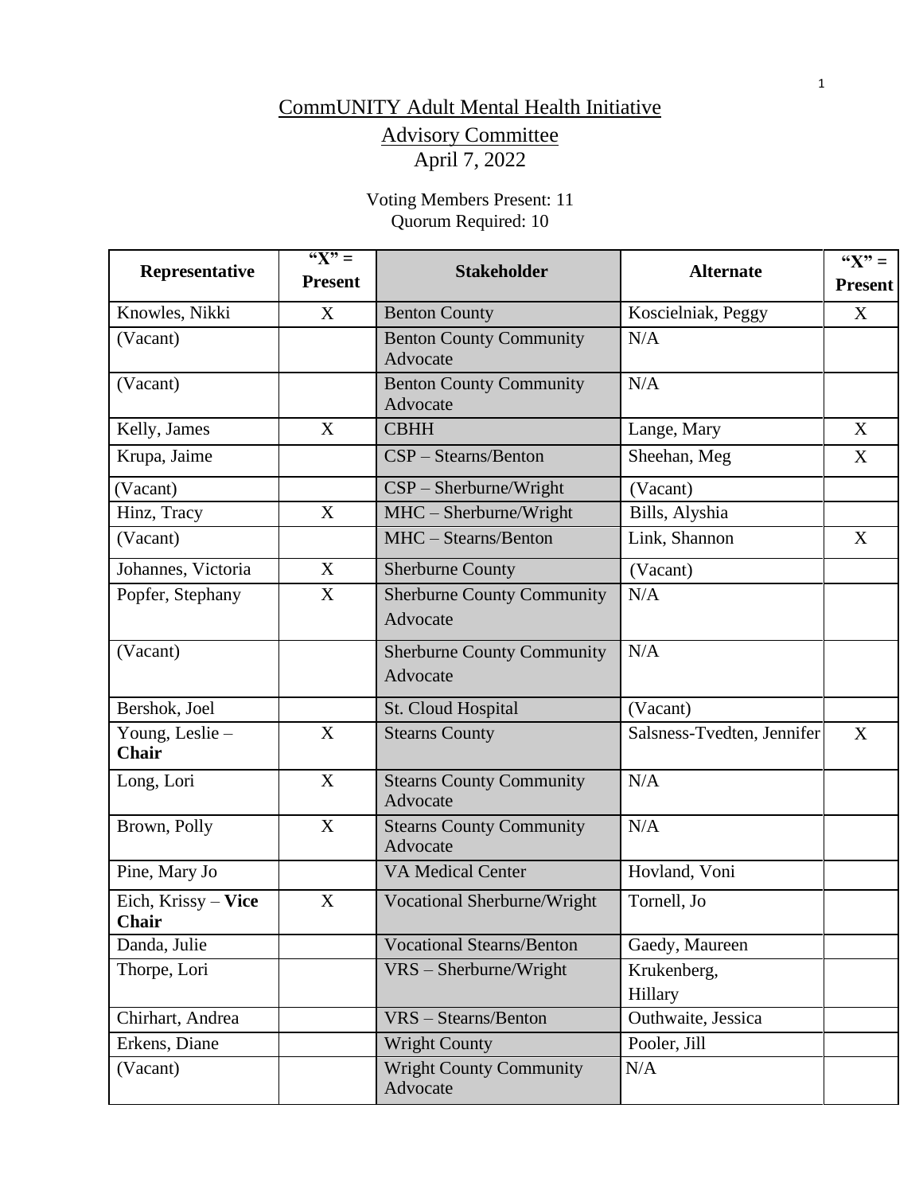# CommUNITY Adult Mental Health Initiative

## Advisory Committee

April 7, 2022

Voting Members Present: 11
Quorum Required: 10

| Representative | "X" = Present | Stakeholder | Alternate | "X" = Present |
|---|---|---|---|---|
| Knowles, Nikki | X | Benton County | Koscielniak, Peggy | X |
| (Vacant) | | Benton County Community Advocate | N/A | |
| (Vacant) | | Benton County Community Advocate | N/A | |
| Kelly, James | X | CBHH | Lange, Mary | X |
| Krupa, Jaime | | CSP – Stearns/Benton | Sheehan, Meg | X |
| (Vacant) | | CSP – Sherburne/Wright | (Vacant) | |
| Hinz, Tracy | X | MHC – Sherburne/Wright | Bills, Alyshia | |
| (Vacant) | | MHC – Stearns/Benton | Link, Shannon | X |
| Johannes, Victoria | X | Sherburne County | (Vacant) | |
| Popfer, Stephany | X | Sherburne County Community Advocate | N/A | |
| (Vacant) | | Sherburne County Community Advocate | N/A | |
| Bershok, Joel | | St. Cloud Hospital | (Vacant) | |
| Young, Leslie – **Chair** | X | Stearns County | Salsness-Tvedten, Jennifer | X |
| Long, Lori | X | Stearns County Community Advocate | N/A | |
| Brown, Polly | X | Stearns County Community Advocate | N/A | |
| Pine, Mary Jo | | VA Medical Center | Hovland, Voni | |
| Eich, Krissy – **Vice Chair** | X | Vocational Sherburne/Wright | Tornell, Jo | |
| Danda, Julie | | Vocational Stearns/Benton | Gaedy, Maureen | |
| Thorpe, Lori | | VRS – Sherburne/Wright | Krukenberg, Hillary | |
| Chirhart, Andrea | | VRS – Stearns/Benton | Outhwaite, Jessica | |
| Erkens, Diane | | Wright County | Pooler, Jill | |
| (Vacant) | | Wright County Community Advocate | N/A | |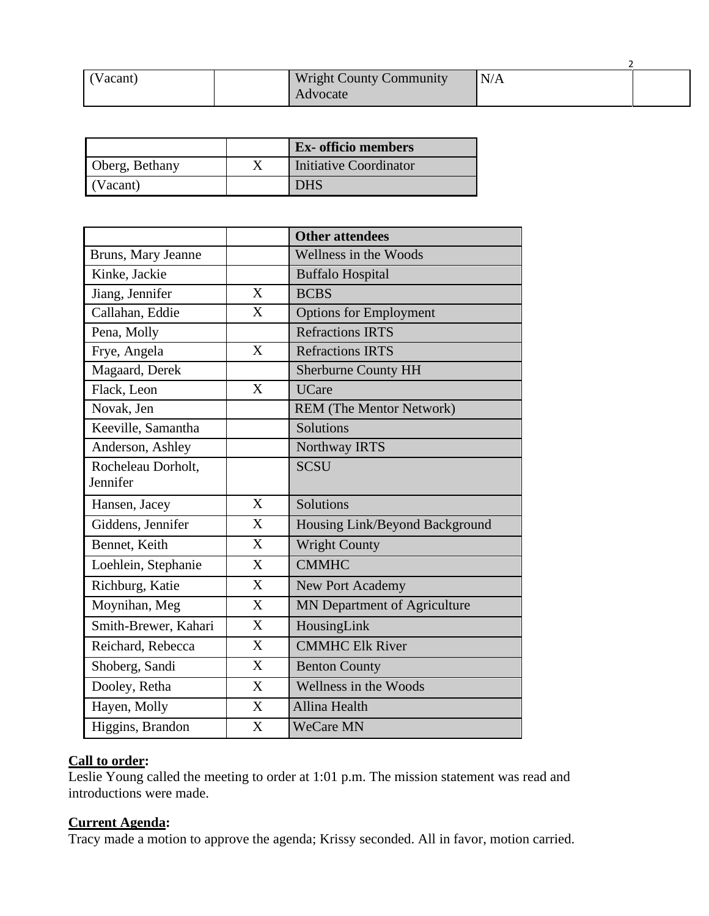| (Vacant) | | Wright County Community Advocate | N/A | |
|---|---|---|---|---|

| | | Ex- officio members |
|---|---|---|
| Oberg, Bethany | X | Initiative Coordinator |
| (Vacant) | | DHS |

| | | Other attendees |
|---|---|---|
| Bruns, Mary Jeanne | | Wellness in the Woods |
| Kinke, Jackie | | Buffalo Hospital |
| Jiang, Jennifer | X | BCBS |
| Callahan, Eddie | X | Options for Employment |
| Pena, Molly | | Refractions IRTS |
| Frye, Angela | X | Refractions IRTS |
| Magaard, Derek | | Sherburne County HH |
| Flack, Leon | X | UCare |
| Novak, Jen | | REM (The Mentor Network) |
| Keeville, Samantha | | Solutions |
| Anderson, Ashley | | Northway IRTS |
| Rocheleau Dorholt, Jennifer | | SCSU |
| Hansen, Jacey | X | Solutions |
| Giddens, Jennifer | X | Housing Link/Beyond Background |
| Bennet, Keith | X | Wright County |
| Loehlein, Stephanie | X | CMMHC |
| Richburg, Katie | X | New Port Academy |
| Moynihan, Meg | X | MN Department of Agriculture |
| Smith-Brewer, Kahari | X | HousingLink |
| Reichard, Rebecca | X | CMMHC Elk River |
| Shoberg, Sandi | X | Benton County |
| Dooley, Retha | X | Wellness in the Woods |
| Hayen, Molly | X | Allina Health |
| Higgins, Brandon | X | WeCare MN |

**Call to order:**
Leslie Young called the meeting to order at 1:01 p.m. The mission statement was read and introductions were made.

**Current Agenda:**
Tracy made a motion to approve the agenda; Krissy seconded. All in favor, motion carried.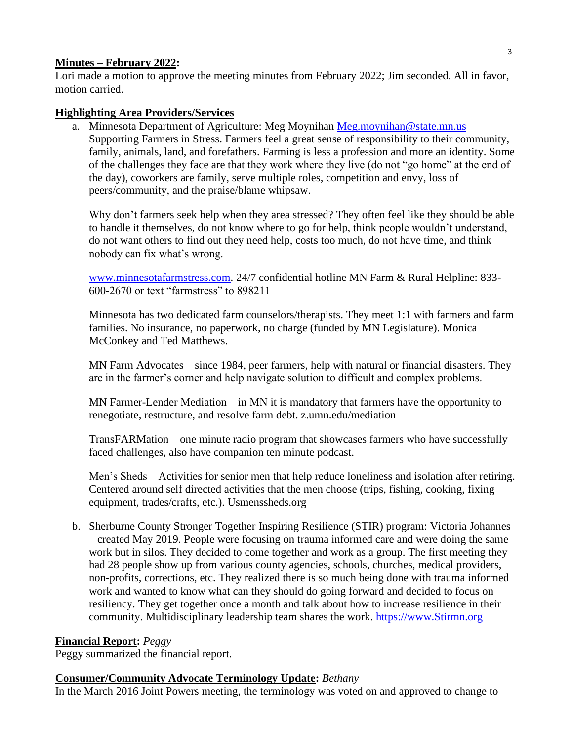**Minutes – February 2022:**

Lori made a motion to approve the meeting minutes from February 2022; Jim seconded. All in favor, motion carried.

**Highlighting Area Providers/Services**

a. Minnesota Department of Agriculture: Meg Moynihan [Meg.moynihan@state.mn.us](mailto:Meg.moynihan@state.mn.us) – Supporting Farmers in Stress. Farmers feel a great sense of responsibility to their community, family, animals, land, and forefathers. Farming is less a profession and more an identity. Some of the challenges they face are that they work where they live (do not "go home" at the end of the day), coworkers are family, serve multiple roles, competition and envy, loss of peers/community, and the praise/blame whipsaw.

   Why don't farmers seek help when they area stressed? They often feel like they should be able to handle it themselves, do not know where to go for help, think people wouldn't understand, do not want others to find out they need help, costs too much, do not have time, and think nobody can fix what's wrong.

   [www.minnesotafarmstress.com](http://www.minnesotafarmstress.com). 24/7 confidential hotline MN Farm & Rural Helpline: 833-600-2670 or text "farmstress" to 898211

   Minnesota has two dedicated farm counselors/therapists. They meet 1:1 with farmers and farm families. No insurance, no paperwork, no charge (funded by MN Legislature). Monica McConkey and Ted Matthews.

   MN Farm Advocates – since 1984, peer farmers, help with natural or financial disasters. They are in the farmer's corner and help navigate solution to difficult and complex problems.

   MN Farmer-Lender Mediation – in MN it is mandatory that farmers have the opportunity to renegotiate, restructure, and resolve farm debt. z.umn.edu/mediation

   TransFARMation – one minute radio program that showcases farmers who have successfully faced challenges, also have companion ten minute podcast.

   Men's Sheds – Activities for senior men that help reduce loneliness and isolation after retiring. Centered around self directed activities that the men choose (trips, fishing, cooking, fixing equipment, trades/crafts, etc.). Usmenssheds.org

b. Sherburne County Stronger Together Inspiring Resilience (STIR) program: Victoria Johannes – created May 2019. People were focusing on trauma informed care and were doing the same work but in silos. They decided to come together and work as a group. The first meeting they had 28 people show up from various county agencies, schools, churches, medical providers, non-profits, corrections, etc. They realized there is so much being done with trauma informed work and wanted to know what can they should do going forward and decided to focus on resiliency. They get together once a month and talk about how to increase resilience in their community. Multidisciplinary leadership team shares the work. [https://www.Stirmn.org](https://www.Stirmn.org)

**Financial Report:** *Peggy*

Peggy summarized the financial report.

**Consumer/Community Advocate Terminology Update:** *Bethany*

In the March 2016 Joint Powers meeting, the terminology was voted on and approved to change to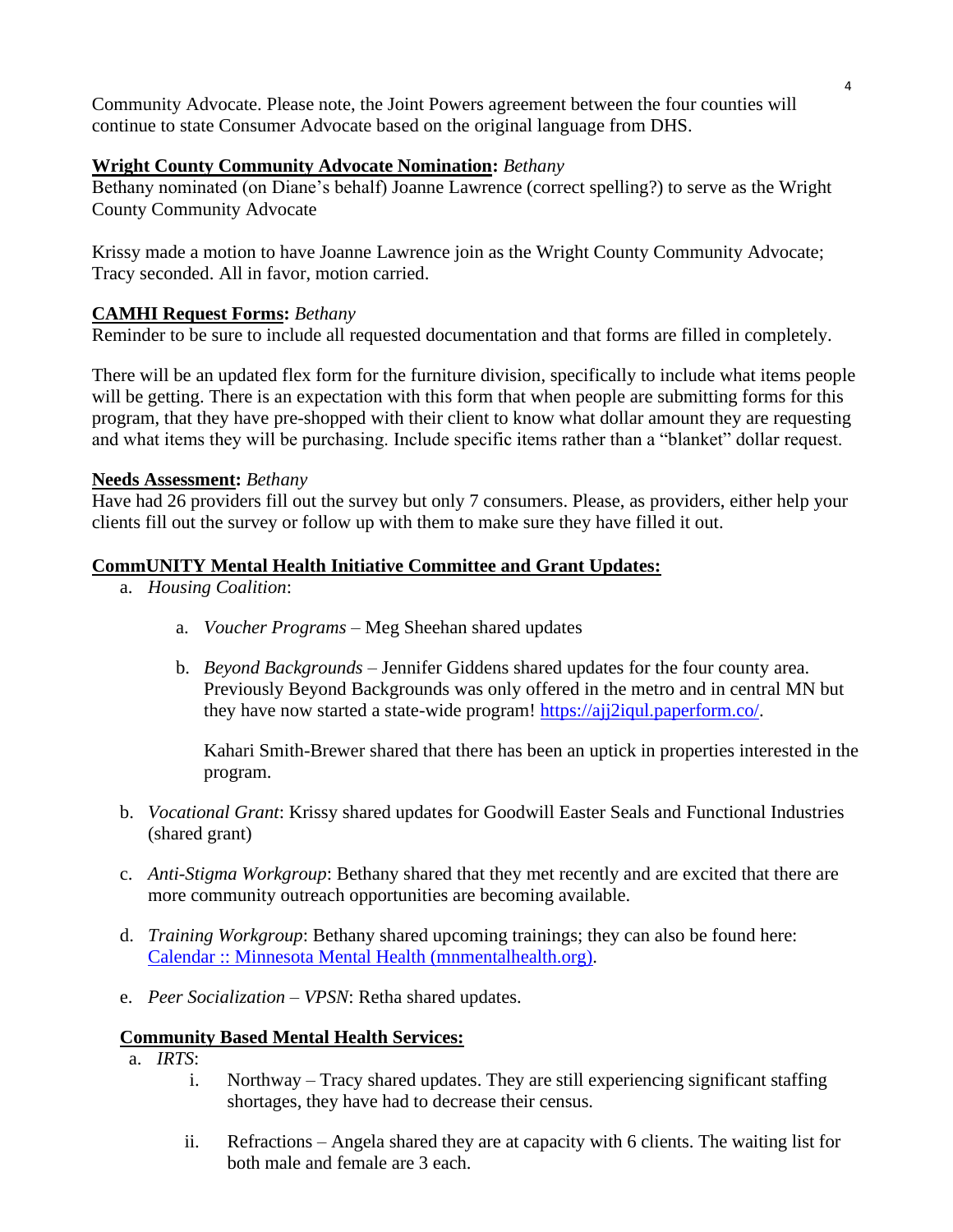Community Advocate. Please note, the Joint Powers agreement between the four counties will continue to state Consumer Advocate based on the original language from DHS.

**Wright County Community Advocate Nomination:** *Bethany*

Bethany nominated (on Diane's behalf) Joanne Lawrence (correct spelling?) to serve as the Wright County Community Advocate

Krissy made a motion to have Joanne Lawrence join as the Wright County Community Advocate; Tracy seconded. All in favor, motion carried.

**CAMHI Request Forms:** *Bethany*

Reminder to be sure to include all requested documentation and that forms are filled in completely.

There will be an updated flex form for the furniture division, specifically to include what items people will be getting. There is an expectation with this form that when people are submitting forms for this program, that they have pre-shopped with their client to know what dollar amount they are requesting and what items they will be purchasing. Include specific items rather than a "blanket" dollar request.

**Needs Assessment:** *Bethany*

Have had 26 providers fill out the survey but only 7 consumers. Please, as providers, either help your clients fill out the survey or follow up with them to make sure they have filled it out.

**CommUNITY Mental Health Initiative Committee and Grant Updates:**

a. *Housing Coalition*:

   a. *Voucher Programs* – Meg Sheehan shared updates

   b. *Beyond Backgrounds* – Jennifer Giddens shared updates for the four county area. Previously Beyond Backgrounds was only offered in the metro and in central MN but they have now started a state-wide program! [https://ajj2iqul.paperform.co/](https://ajj2iqul.paperform.co/).

      Kahari Smith-Brewer shared that there has been an uptick in properties interested in the program.

b. *Vocational Grant*: Krissy shared updates for Goodwill Easter Seals and Functional Industries (shared grant)

c. *Anti-Stigma Workgroup*: Bethany shared that they met recently and are excited that there are more community outreach opportunities are becoming available.

d. *Training Workgroup*: Bethany shared upcoming trainings; they can also be found here: [Calendar :: Minnesota Mental Health (mnmentalhealth.org)](Calendar :: Minnesota Mental Health (mnmentalhealth.org)).

e. *Peer Socialization – VPSN*: Retha shared updates.

**Community Based Mental Health Services:**

a. *IRTS*:

   i. Northway – Tracy shared updates. They are still experiencing significant staffing shortages, they have had to decrease their census.

   ii. Refractions – Angela shared they are at capacity with 6 clients. The waiting list for both male and female are 3 each.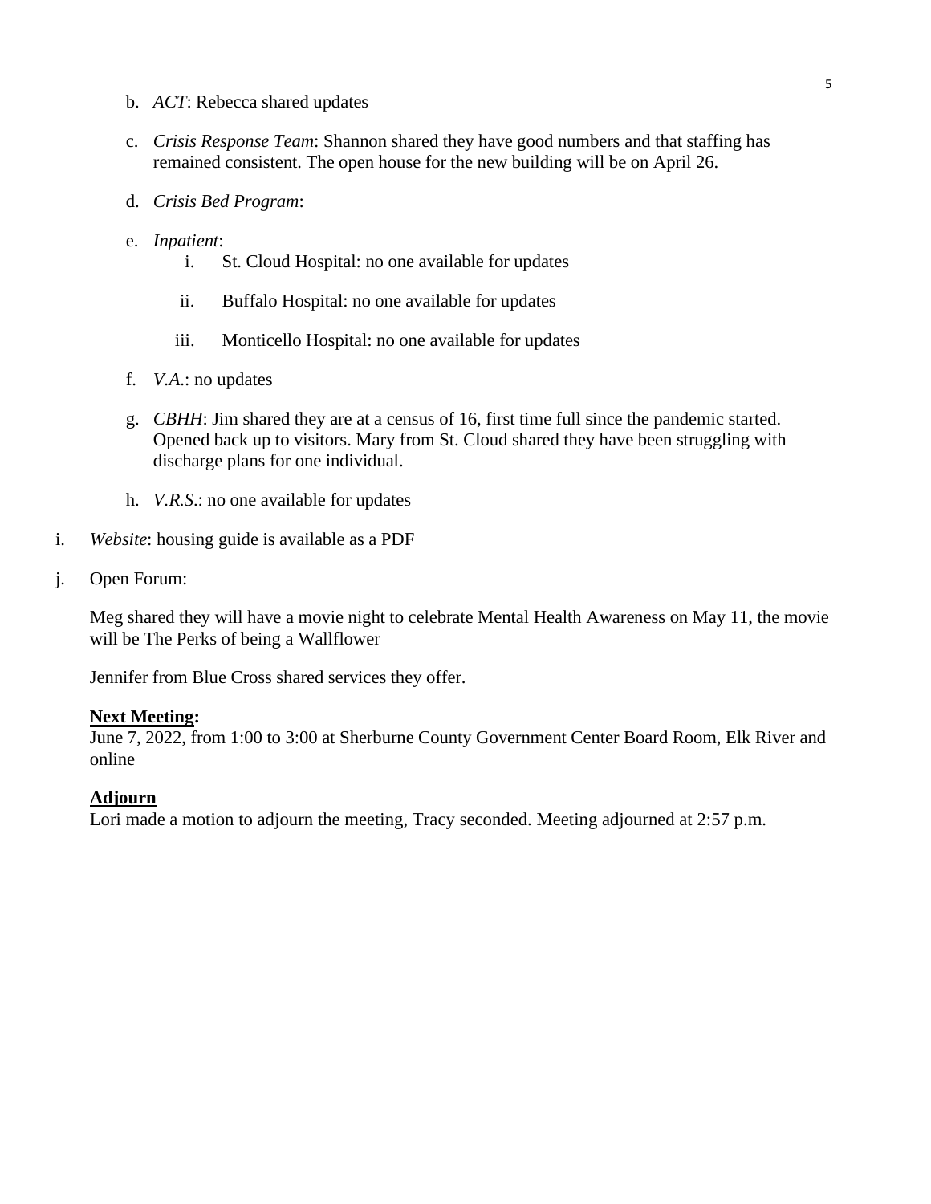b. *ACT*: Rebecca shared updates

c. *Crisis Response Team*: Shannon shared they have good numbers and that staffing has remained consistent. The open house for the new building will be on April 26.

d. *Crisis Bed Program*:

e. *Inpatient*:
   i. St. Cloud Hospital: no one available for updates
   ii. Buffalo Hospital: no one available for updates
   iii. Monticello Hospital: no one available for updates

f. *V.A.*: no updates

g. *CBHH*: Jim shared they are at a census of 16, first time full since the pandemic started. Opened back up to visitors. Mary from St. Cloud shared they have been struggling with discharge plans for one individual.

h. *V.R.S.*: no one available for updates

i. *Website*: housing guide is available as a PDF

j. Open Forum:

   Meg shared they will have a movie night to celebrate Mental Health Awareness on May 11, the movie will be The Perks of being a Wallflower

   Jennifer from Blue Cross shared services they offer.

**Next Meeting:**
June 7, 2022, from 1:00 to 3:00 at Sherburne County Government Center Board Room, Elk River and online

**Adjourn**
Lori made a motion to adjourn the meeting, Tracy seconded. Meeting adjourned at 2:57 p.m.